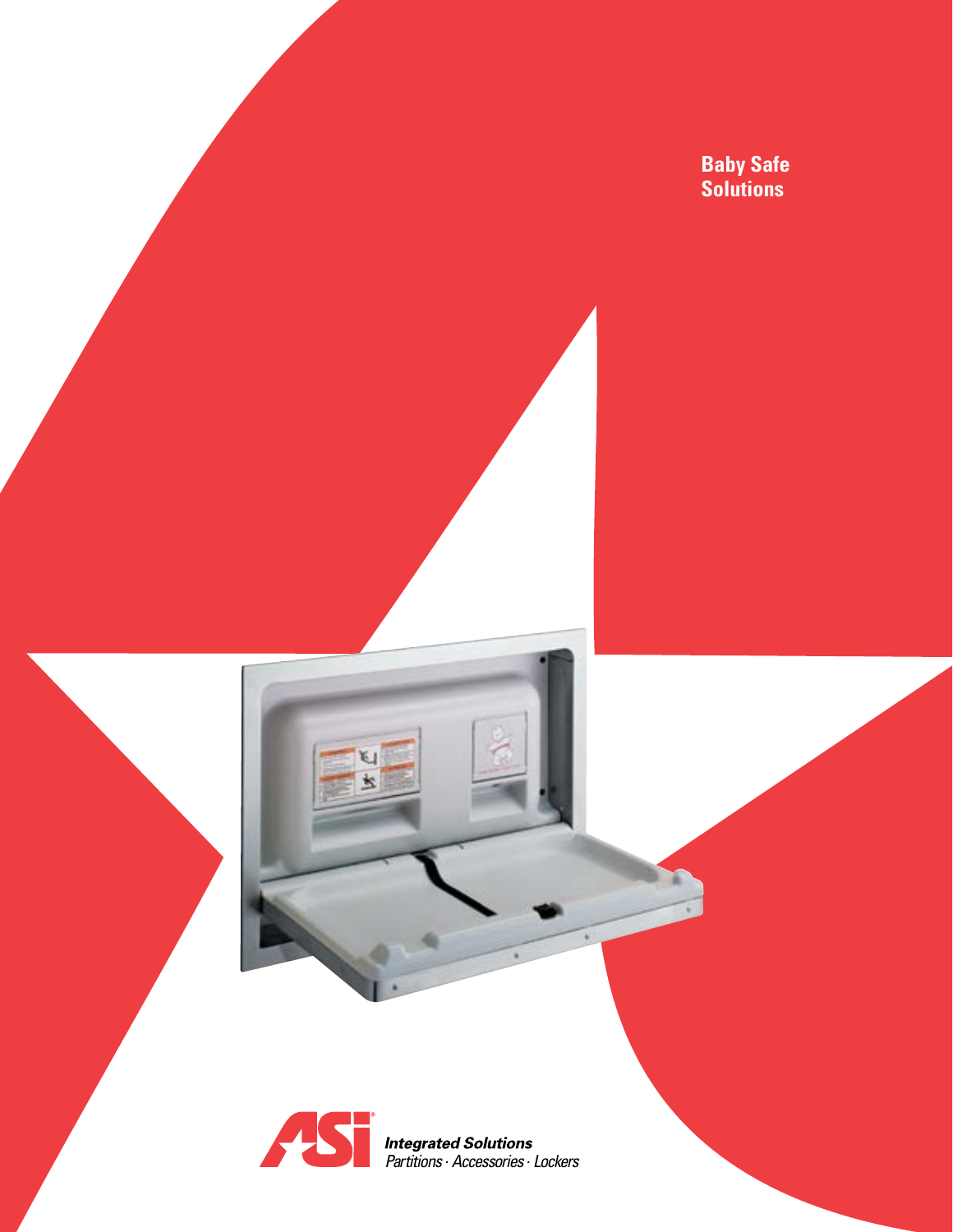# Baby Safe Solutions

ASI®

***Integrated Solutions***
*Partitions · Accessories · Lockers*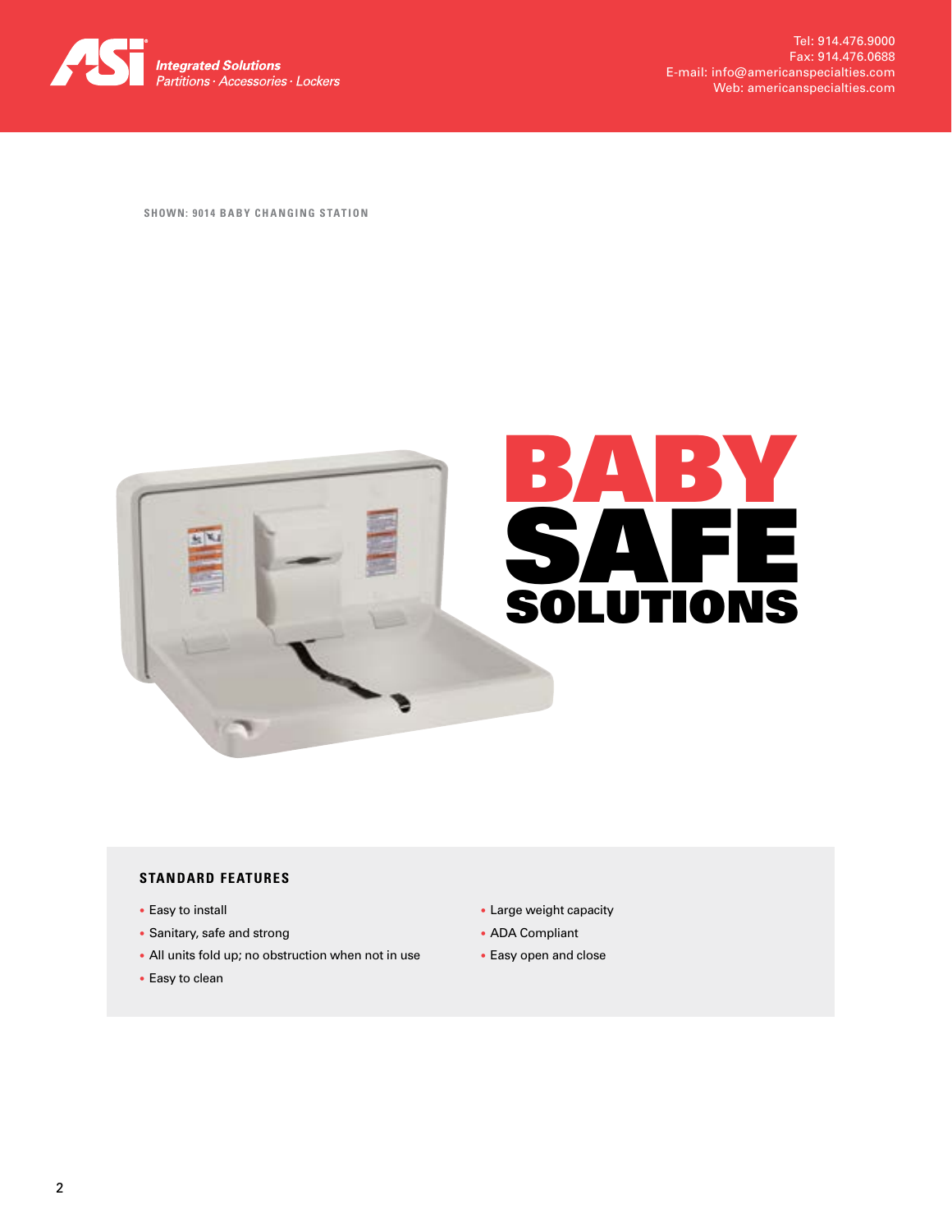ASI Integrated Solutions
Partitions · Accessories · Lockers

Tel: 914.476.9000
Fax: 914.476.0688
E-mail: info@americanspecialties.com
Web: americanspecialties.com

SHOWN: 9014 BABY CHANGING STATION

# BABY SAFE SOLUTIONS

### STANDARD FEATURES

- Easy to install
- Sanitary, safe and strong
- All units fold up; no obstruction when not in use
- Easy to clean
- Large weight capacity
- ADA Compliant
- Easy open and close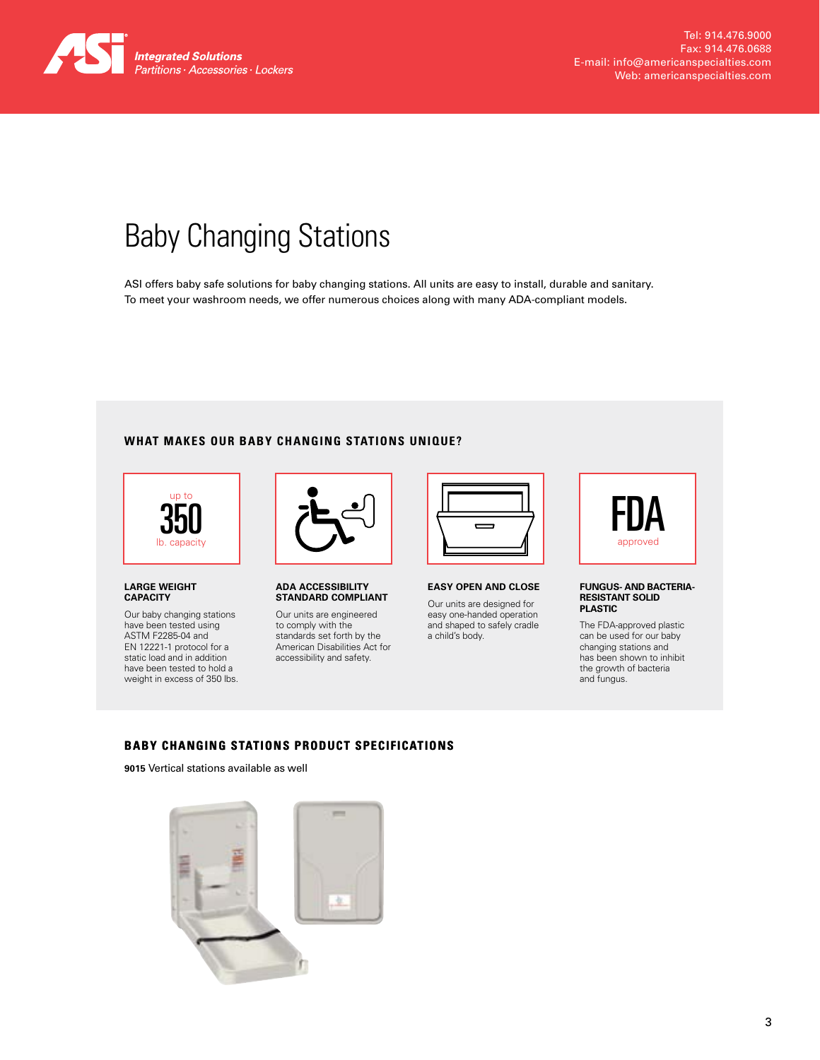# Baby Changing Stations

ASI offers baby safe solutions for baby changing stations. All units are easy to install, durable and sanitary. To meet your washroom needs, we offer numerous choices along with many ADA-compliant models.

## WHAT MAKES OUR BABY CHANGING STATIONS UNIQUE?

up to **350** lb. capacity

### LARGE WEIGHT CAPACITY

Our baby changing stations have been tested using ASTM F2285-04 and EN 12221-1 protocol for a static load and in addition have been tested to hold a weight in excess of 350 lbs.

### ADA ACCESSIBILITY STANDARD COMPLIANT

Our units are engineered to comply with the standards set forth by the American Disabilities Act for accessibility and safety.

### EASY OPEN AND CLOSE

Our units are designed for easy one-handed operation and shaped to safely cradle a child's body.

**FDA** approved

### FUNGUS- AND BACTERIA-RESISTANT SOLID PLASTIC

The FDA-approved plastic can be used for our baby changing stations and has been shown to inhibit the growth of bacteria and fungus.

## BABY CHANGING STATIONS PRODUCT SPECIFICATIONS

**9015** Vertical stations available as well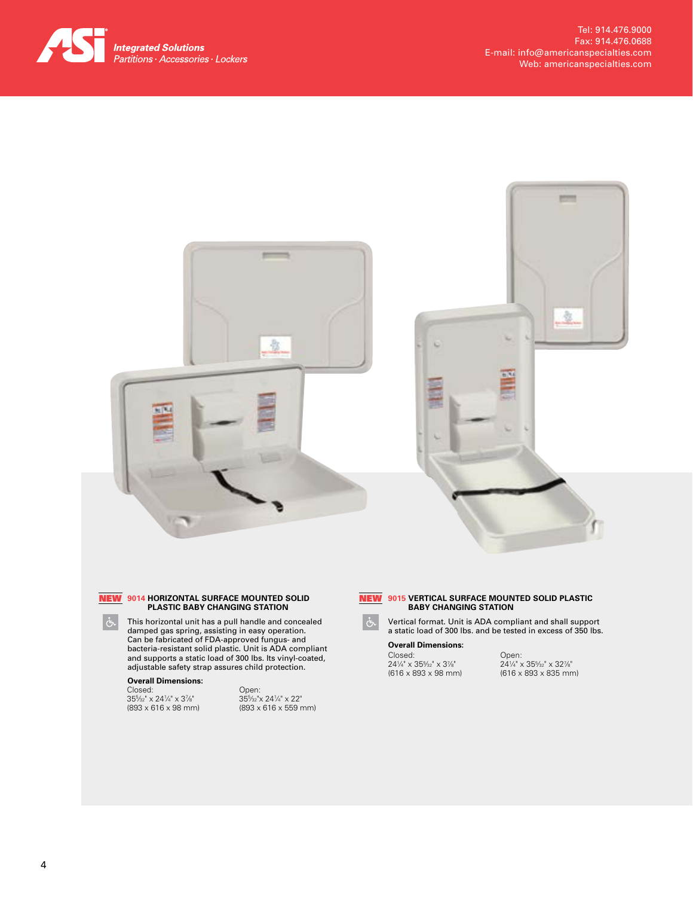**ASI** *Integrated Solutions*
*Partitions · Accessories · Lockers*

Tel: 914.476.9000
Fax: 914.476.0688
E-mail: info@americanspecialties.com
Web: americanspecialties.com

## NEW 9014 HORIZONTAL SURFACE MOUNTED SOLID PLASTIC BABY CHANGING STATION

This horizontal unit has a pull handle and concealed damped gas spring, assisting in easy operation. Can be fabricated of FDA-approved fungus- and bacteria-resistant solid plastic. Unit is ADA compliant and supports a static load of 300 lbs. Its vinyl-coated, adjustable safety strap assures child protection.

**Overall Dimensions:**

| Closed: | Open: |
|---|---|
| 35⁵⁄₃₂" x 24¼" x 3⅞" | 35⁵⁄₃₂"x 24¼" x 22" |
| (893 x 616 x 98 mm) | (893 x 616 x 559 mm) |

## NEW 9015 VERTICAL SURFACE MOUNTED SOLID PLASTIC BABY CHANGING STATION

Vertical format. Unit is ADA compliant and shall support a static load of 300 lbs. and be tested in excess of 350 lbs.

**Overall Dimensions:**

| Closed: | Open: |
|---|---|
| 24¼" x 35⁵⁄₃₂" x 3⅞" | 24¼" x 35⁵⁄₃₂" x 32⅞" |
| (616 x 893 x 98 mm) | (616 x 893 x 835 mm) |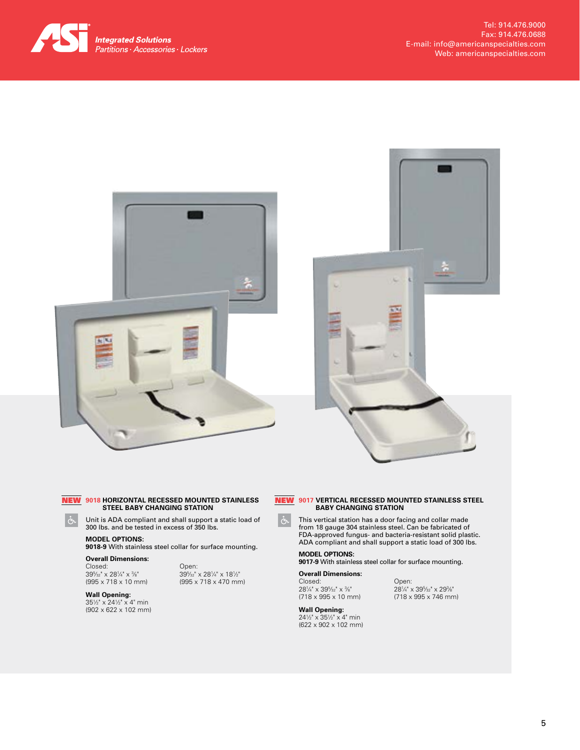## NEW 9018 HORIZONTAL RECESSED MOUNTED STAINLESS STEEL BABY CHANGING STATION

Unit is ADA compliant and shall support a static load of 300 lbs. and be tested in excess of 350 lbs.

**MODEL OPTIONS:**
**9018-9** With stainless steel collar for surface mounting.

**Overall Dimensions:**

Closed:
39⁵⁄₃₂" x 28¼" x ⅜"
(995 x 718 x 10 mm)

Open:
39⁵⁄₃₂" x 28¼" x 18½"
(995 x 718 x 470 mm)

**Wall Opening:**
35½" x 24½" x 4" min
(902 x 622 x 102 mm)

## NEW 9017 VERTICAL RECESSED MOUNTED STAINLESS STEEL BABY CHANGING STATION

This vertical station has a door facing and collar made from 18 gauge 304 stainless steel. Can be fabricated of FDA-approved fungus- and bacteria-resistant solid plastic. ADA compliant and shall support a static load of 300 lbs.

**MODEL OPTIONS:**
**9017-9** With stainless steel collar for surface mounting.

**Overall Dimensions:**

Closed:
28¼" x 39⁵⁄₃₂" x ⅜"
(718 x 995 x 10 mm)

Open:
28¼" x 39⁵⁄₃₂" x 29⅜"
(718 x 995 x 746 mm)

**Wall Opening:**
24½" x 35½" x 4" min
(622 x 902 x 102 mm)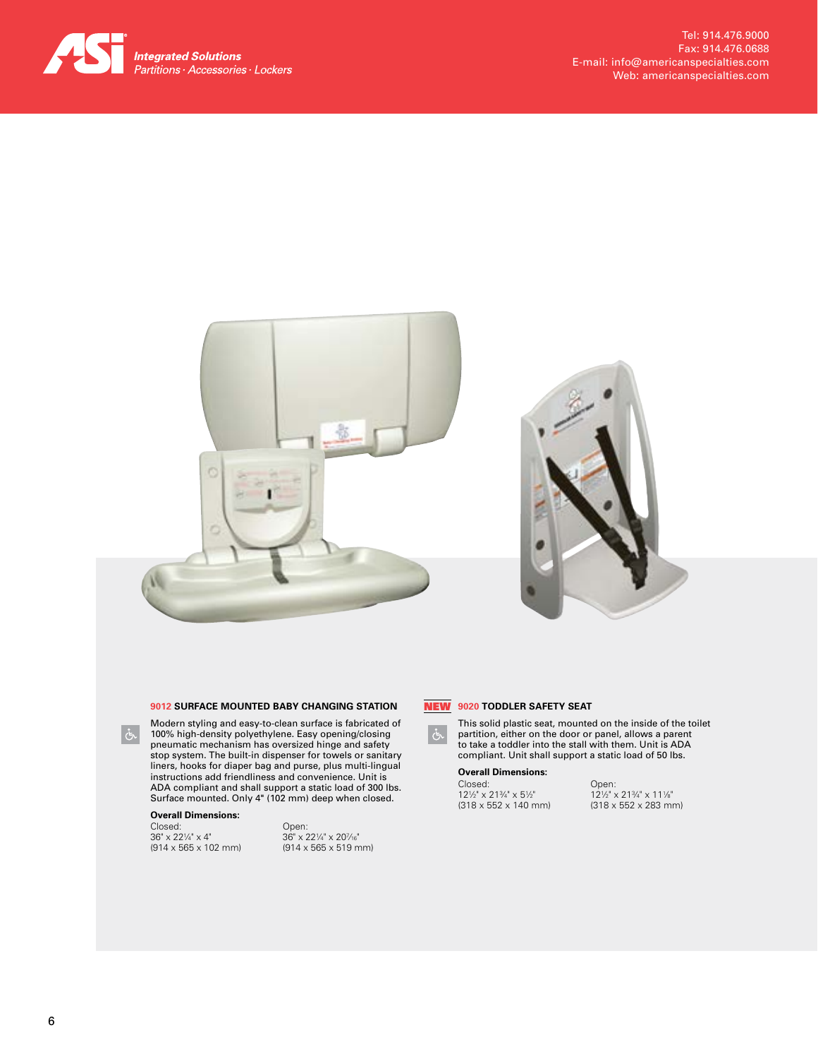ASI Integrated Solutions
Partitions · Accessories · Lockers

Tel: 914.476.9000
Fax: 914.476.0688
E-mail: info@americanspecialties.com
Web: americanspecialties.com

### 9012 SURFACE MOUNTED BABY CHANGING STATION

Modern styling and easy-to-clean surface is fabricated of 100% high-density polyethylene. Easy opening/closing pneumatic mechanism has oversized hinge and safety stop system. The built-in dispenser for towels or sanitary liners, hooks for diaper bag and purse, plus multi-lingual instructions add friendliness and convenience. Unit is ADA compliant and shall support a static load of 300 lbs. Surface mounted. Only 4" (102 mm) deep when closed.

**Overall Dimensions:**

| Closed: | Open: |
|---|---|
| 36" x 22¼" x 4" | 36" x 22¼" x 20⁷⁄₁₆" |
| (914 x 565 x 102 mm) | (914 x 565 x 519 mm) |

### NEW 9020 TODDLER SAFETY SEAT

This solid plastic seat, mounted on the inside of the toilet partition, either on the door or panel, allows a parent to take a toddler into the stall with them. Unit is ADA compliant. Unit shall support a static load of 50 lbs.

**Overall Dimensions:**

| Closed: | Open: |
|---|---|
| 12½" x 21¾" x 5½" | 12½" x 21¾" x 11⅛" |
| (318 x 552 x 140 mm) | (318 x 552 x 283 mm) |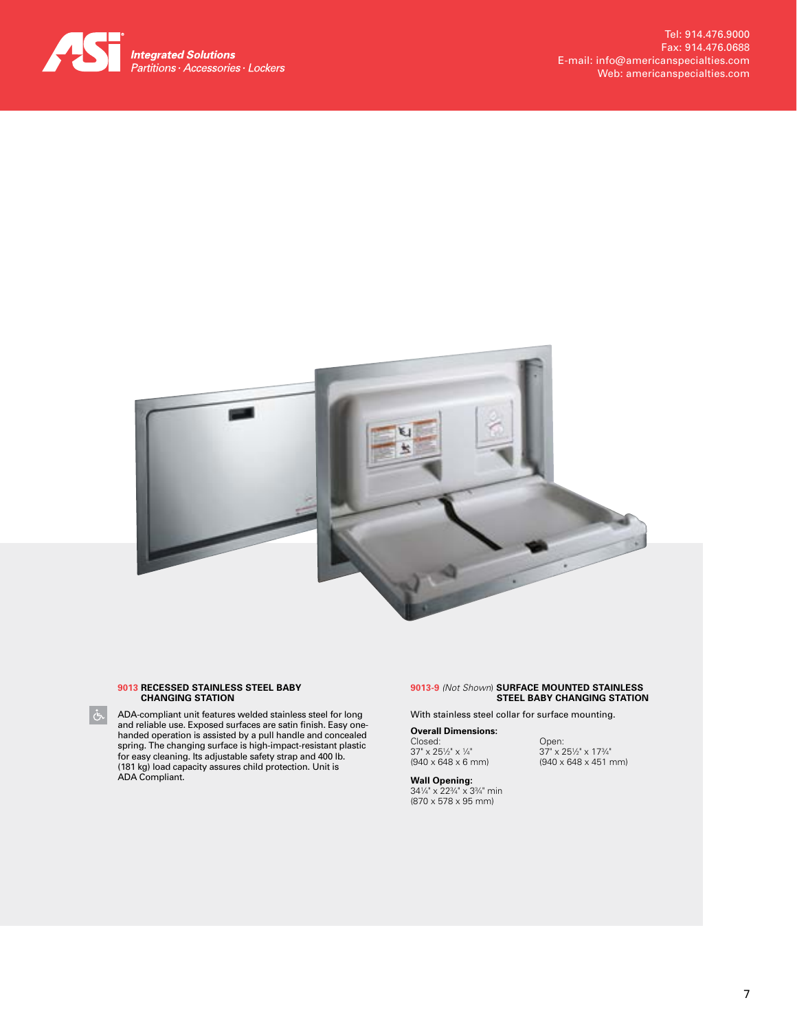**ASi** *Integrated Solutions*
*Partitions · Accessories · Lockers*

Tel: 914.476.9000
Fax: 914.476.0688
E-mail: info@americanspecialties.com
Web: americanspecialties.com

### 9013 RECESSED STAINLESS STEEL BABY CHANGING STATION

ADA-compliant unit features welded stainless steel for long and reliable use. Exposed surfaces are satin finish. Easy one-handed operation is assisted by a pull handle and concealed spring. The changing surface is high-impact-resistant plastic for easy cleaning. Its adjustable safety strap and 400 lb. (181 kg) load capacity assures child protection. Unit is ADA Compliant.

### 9013-9 *(Not Shown)* SURFACE MOUNTED STAINLESS STEEL BABY CHANGING STATION

With stainless steel collar for surface mounting.

**Overall Dimensions:**

Closed:
37" x 25½" x ¼"
(940 x 648 x 6 mm)

Open:
37" x 25½" x 17¾"
(940 x 648 x 451 mm)

**Wall Opening:**
34¼" x 22¾" x 3¾" min
(870 x 578 x 95 mm)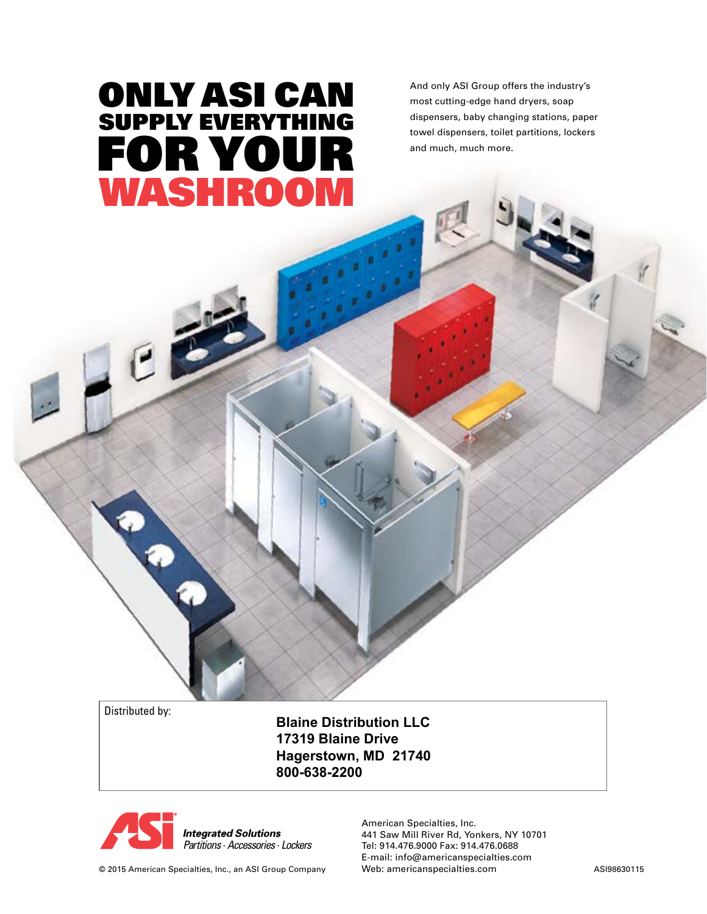# ONLY ASI CAN SUPPLY EVERYTHING FOR YOUR WASHROOM

And only ASI Group offers the industry's most cutting-edge hand dryers, soap dispensers, baby changing stations, paper towel dispensers, toilet partitions, lockers and much, much more.

Distributed by:

**Blaine Distribution LLC**
**17319 Blaine Drive**
**Hagerstown, MD 21740**
**800-638-2200**

***Integrated Solutions***
*Partitions · Accessories · Lockers*

© 2015 American Specialties, Inc., an ASI Group Company

American Specialties, Inc.
441 Saw Mill River Rd, Yonkers, NY 10701
Tel: 914.476.9000 Fax: 914.476.0688
E-mail: info@americanspecialties.com
Web: americanspecialties.com

ASI98630115